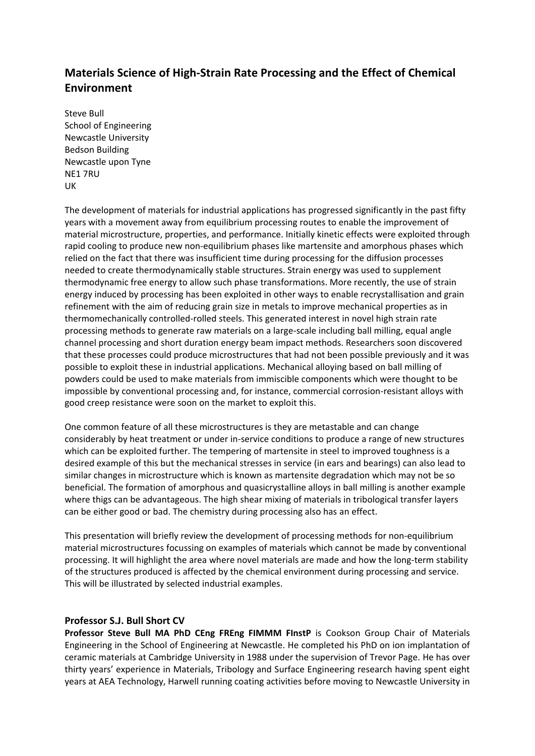# Materials Science of High-Strain Rate Processing and the Effect of Chemical Environment

Steve Bull
School of Engineering
Newcastle University
Bedson Building
Newcastle upon Tyne
NE1 7RU
UK

The development of materials for industrial applications has progressed significantly in the past fifty years with a movement away from equilibrium processing routes to enable the improvement of material microstructure, properties, and performance. Initially kinetic effects were exploited through rapid cooling to produce new non-equilibrium phases like martensite and amorphous phases which relied on the fact that there was insufficient time during processing for the diffusion processes needed to create thermodynamically stable structures. Strain energy was used to supplement thermodynamic free energy to allow such phase transformations. More recently, the use of strain energy induced by processing has been exploited in other ways to enable recrystallisation and grain refinement with the aim of reducing grain size in metals to improve mechanical properties as in thermomechanically controlled-rolled steels. This generated interest in novel high strain rate processing methods to generate raw materials on a large-scale including ball milling, equal angle channel processing and short duration energy beam impact methods. Researchers soon discovered that these processes could produce microstructures that had not been possible previously and it was possible to exploit these in industrial applications. Mechanical alloying based on ball milling of powders could be used to make materials from immiscible components which were thought to be impossible by conventional processing and, for instance, commercial corrosion-resistant alloys with good creep resistance were soon on the market to exploit this.

One common feature of all these microstructures is they are metastable and can change considerably by heat treatment or under in-service conditions to produce a range of new structures which can be exploited further. The tempering of martensite in steel to improved toughness is a desired example of this but the mechanical stresses in service (in ears and bearings) can also lead to similar changes in microstructure which is known as martensite degradation which may not be so beneficial. The formation of amorphous and quasicrystalline alloys in ball milling is another example where thigs can be advantageous. The high shear mixing of materials in tribological transfer layers can be either good or bad. The chemistry during processing also has an effect.

This presentation will briefly review the development of processing methods for non-equilibrium material microstructures focussing on examples of materials which cannot be made by conventional processing. It will highlight the area where novel materials are made and how the long-term stability of the structures produced is affected by the chemical environment during processing and service. This will be illustrated by selected industrial examples.

## Professor S.J. Bull Short CV

**Professor Steve Bull MA PhD CEng FREng FIMMM FInstP** is Cookson Group Chair of Materials Engineering in the School of Engineering at Newcastle. He completed his PhD on ion implantation of ceramic materials at Cambridge University in 1988 under the supervision of Trevor Page. He has over thirty years' experience in Materials, Tribology and Surface Engineering research having spent eight years at AEA Technology, Harwell running coating activities before moving to Newcastle University in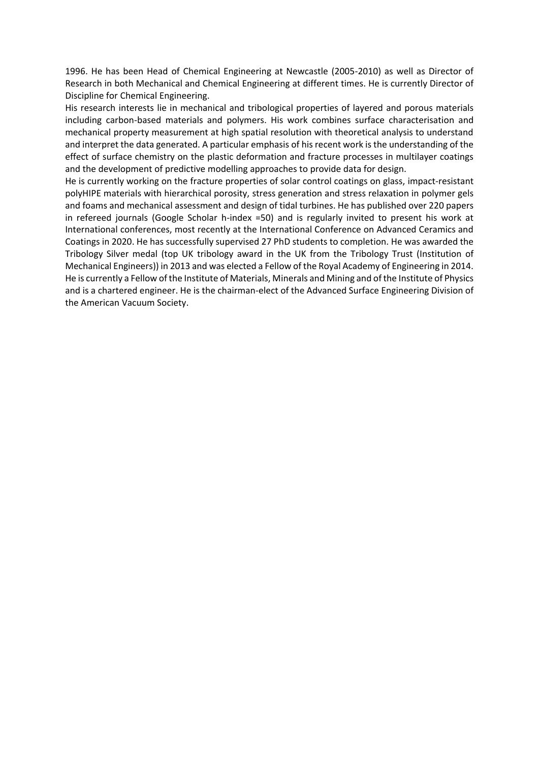1996. He has been Head of Chemical Engineering at Newcastle (2005-2010) as well as Director of Research in both Mechanical and Chemical Engineering at different times. He is currently Director of Discipline for Chemical Engineering.

His research interests lie in mechanical and tribological properties of layered and porous materials including carbon-based materials and polymers. His work combines surface characterisation and mechanical property measurement at high spatial resolution with theoretical analysis to understand and interpret the data generated. A particular emphasis of his recent work is the understanding of the effect of surface chemistry on the plastic deformation and fracture processes in multilayer coatings and the development of predictive modelling approaches to provide data for design.

He is currently working on the fracture properties of solar control coatings on glass, impact-resistant polyHIPE materials with hierarchical porosity, stress generation and stress relaxation in polymer gels and foams and mechanical assessment and design of tidal turbines. He has published over 220 papers in refereed journals (Google Scholar h-index =50) and is regularly invited to present his work at International conferences, most recently at the International Conference on Advanced Ceramics and Coatings in 2020. He has successfully supervised 27 PhD students to completion. He was awarded the Tribology Silver medal (top UK tribology award in the UK from the Tribology Trust (Institution of Mechanical Engineers)) in 2013 and was elected a Fellow of the Royal Academy of Engineering in 2014. He is currently a Fellow of the Institute of Materials, Minerals and Mining and of the Institute of Physics and is a chartered engineer. He is the chairman-elect of the Advanced Surface Engineering Division of the American Vacuum Society.